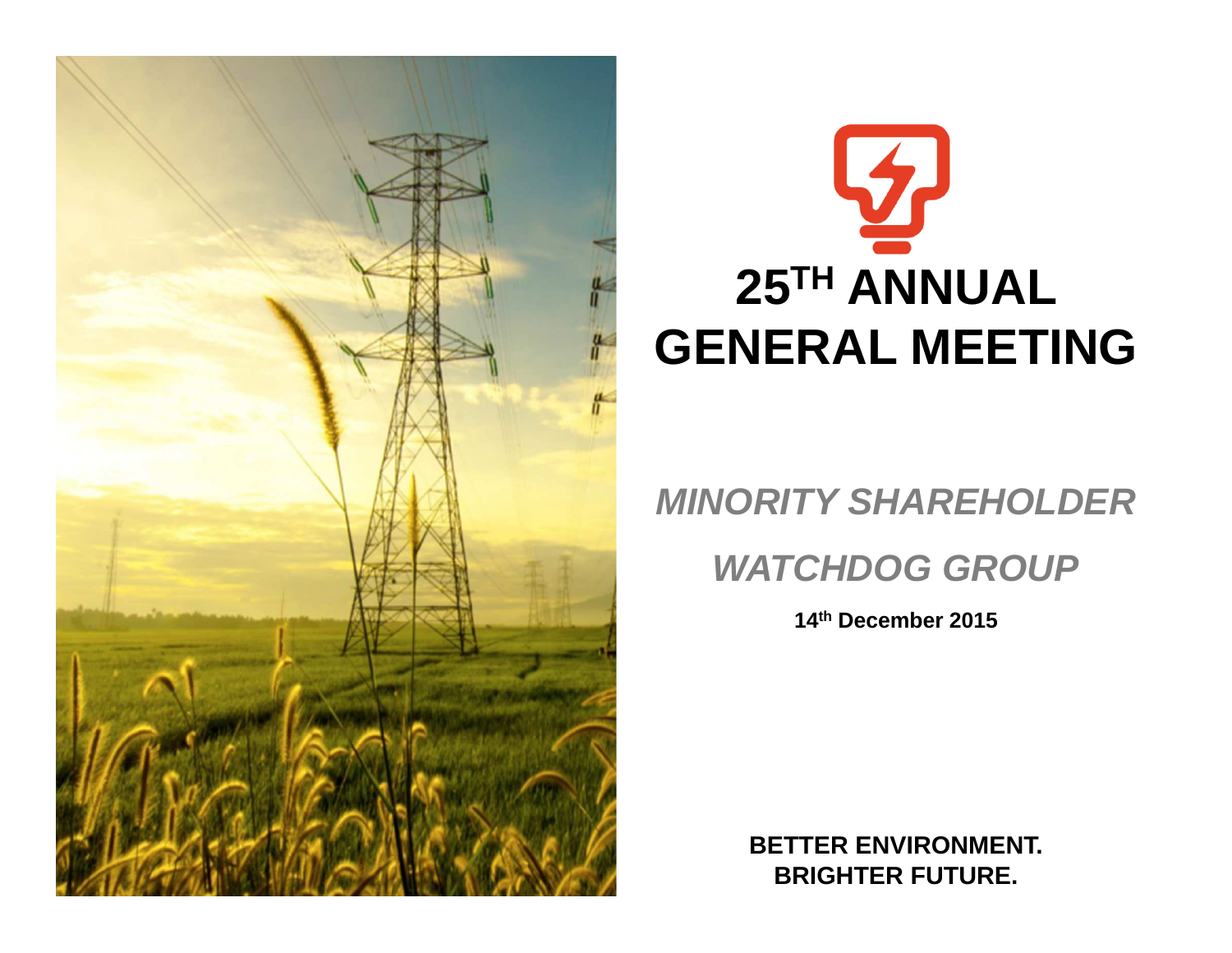# 25TH ANNUAL GENERAL MEETING

***MINORITY SHAREHOLDER WATCHDOG GROUP***

**14th December 2015**

**BETTER ENVIRONMENT.**
**BRIGHTER FUTURE.**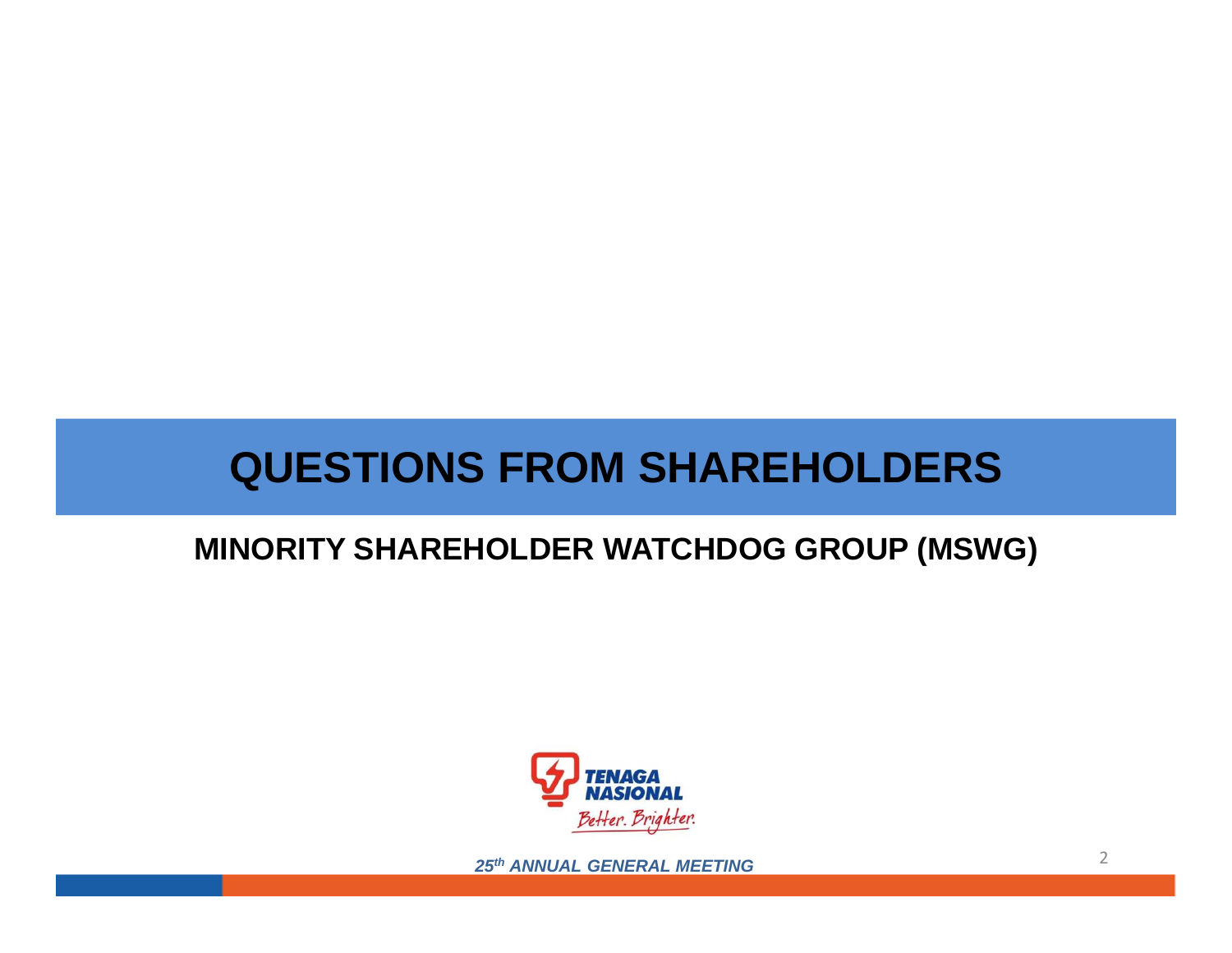# QUESTIONS FROM SHAREHOLDERS

## MINORITY SHAREHOLDER WATCHDOG GROUP (MSWG)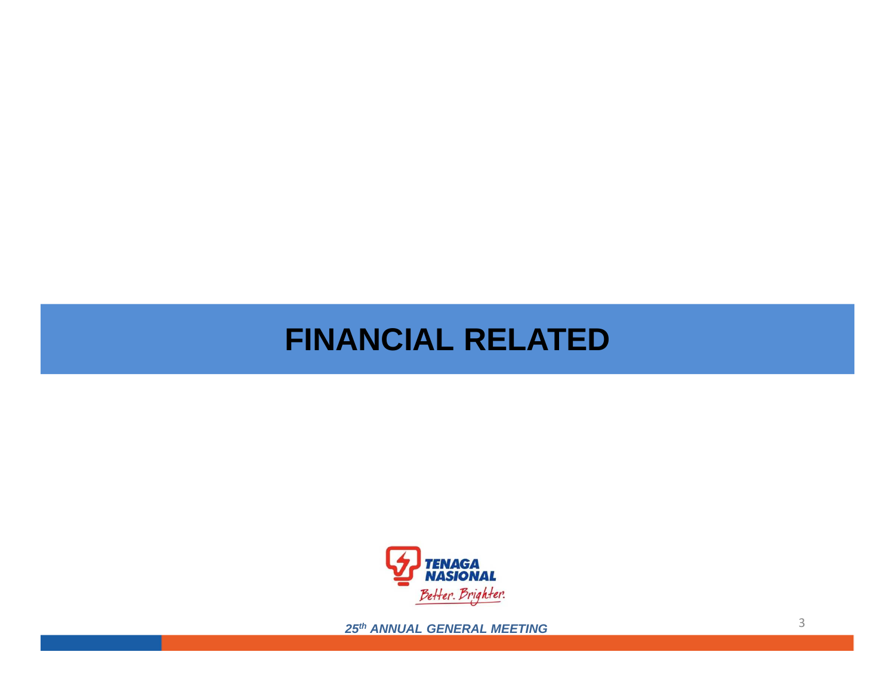# FINANCIAL RELATED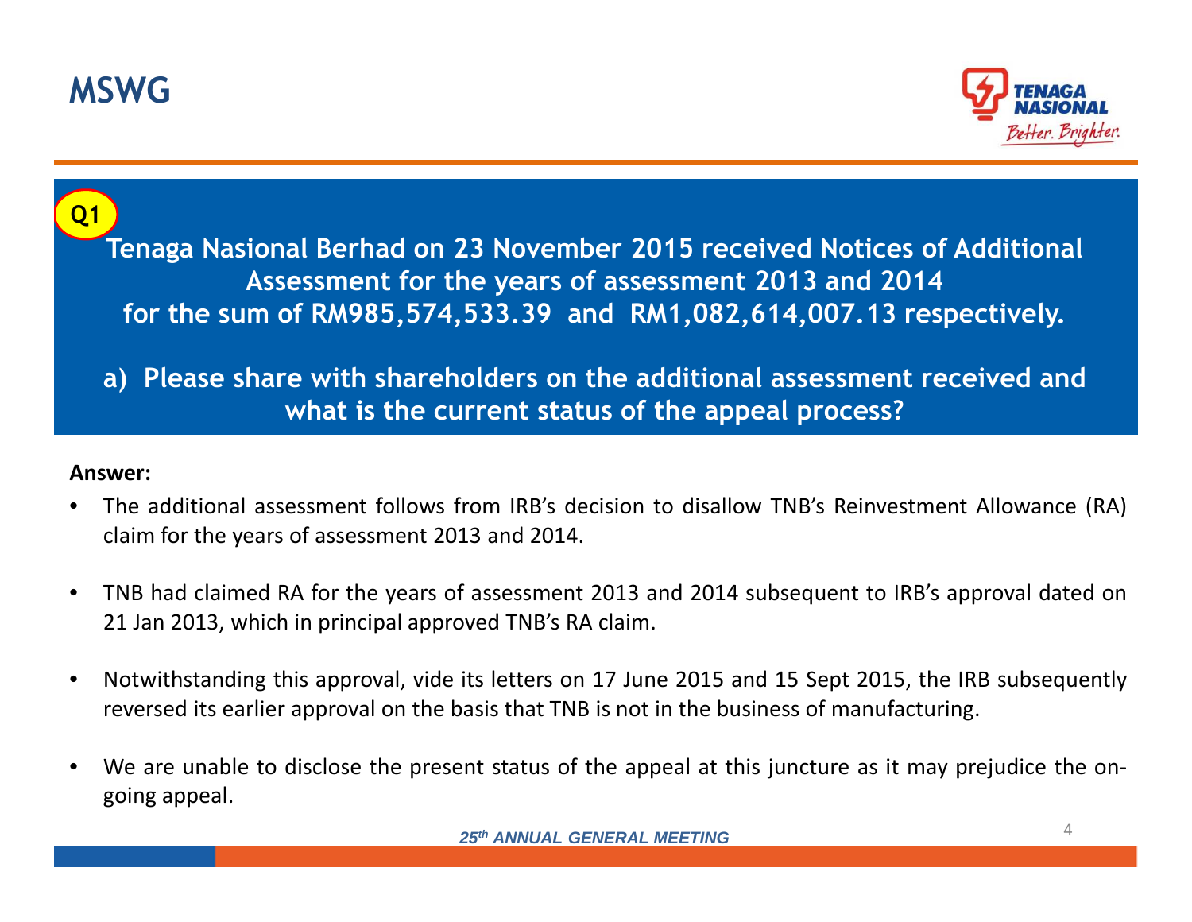# MSWG

**Q1**

**Tenaga Nasional Berhad on 23 November 2015 received Notices of Additional Assessment for the years of assessment 2013 and 2014 for the sum of RM985,574,533.39 and RM1,082,614,007.13 respectively.**

**a) Please share with shareholders on the additional assessment received and what is the current status of the appeal process?**

**Answer:**

- The additional assessment follows from IRB's decision to disallow TNB's Reinvestment Allowance (RA) claim for the years of assessment 2013 and 2014.
- TNB had claimed RA for the years of assessment 2013 and 2014 subsequent to IRB's approval dated on 21 Jan 2013, which in principal approved TNB's RA claim.
- Notwithstanding this approval, vide its letters on 17 June 2015 and 15 Sept 2015, the IRB subsequently reversed its earlier approval on the basis that TNB is not in the business of manufacturing.
- We are unable to disclose the present status of the appeal at this juncture as it may prejudice the on-going appeal.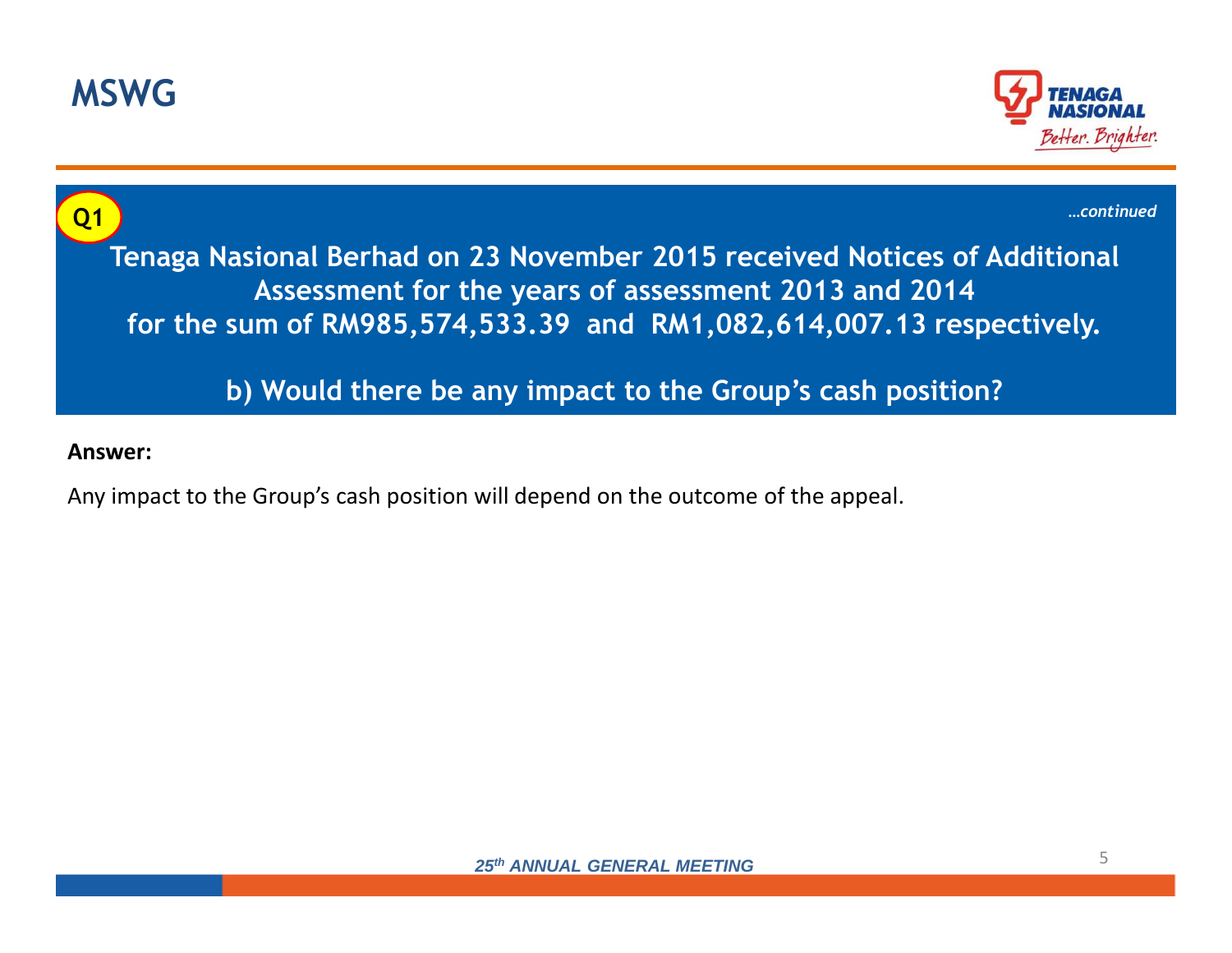# MSWG

**Q1**

*…continued*

**Tenaga Nasional Berhad on 23 November 2015 received Notices of Additional Assessment for the years of assessment 2013 and 2014 for the sum of RM985,574,533.39 and RM1,082,614,007.13 respectively.**

**b) Would there be any impact to the Group's cash position?**

**Answer:**

Any impact to the Group's cash position will depend on the outcome of the appeal.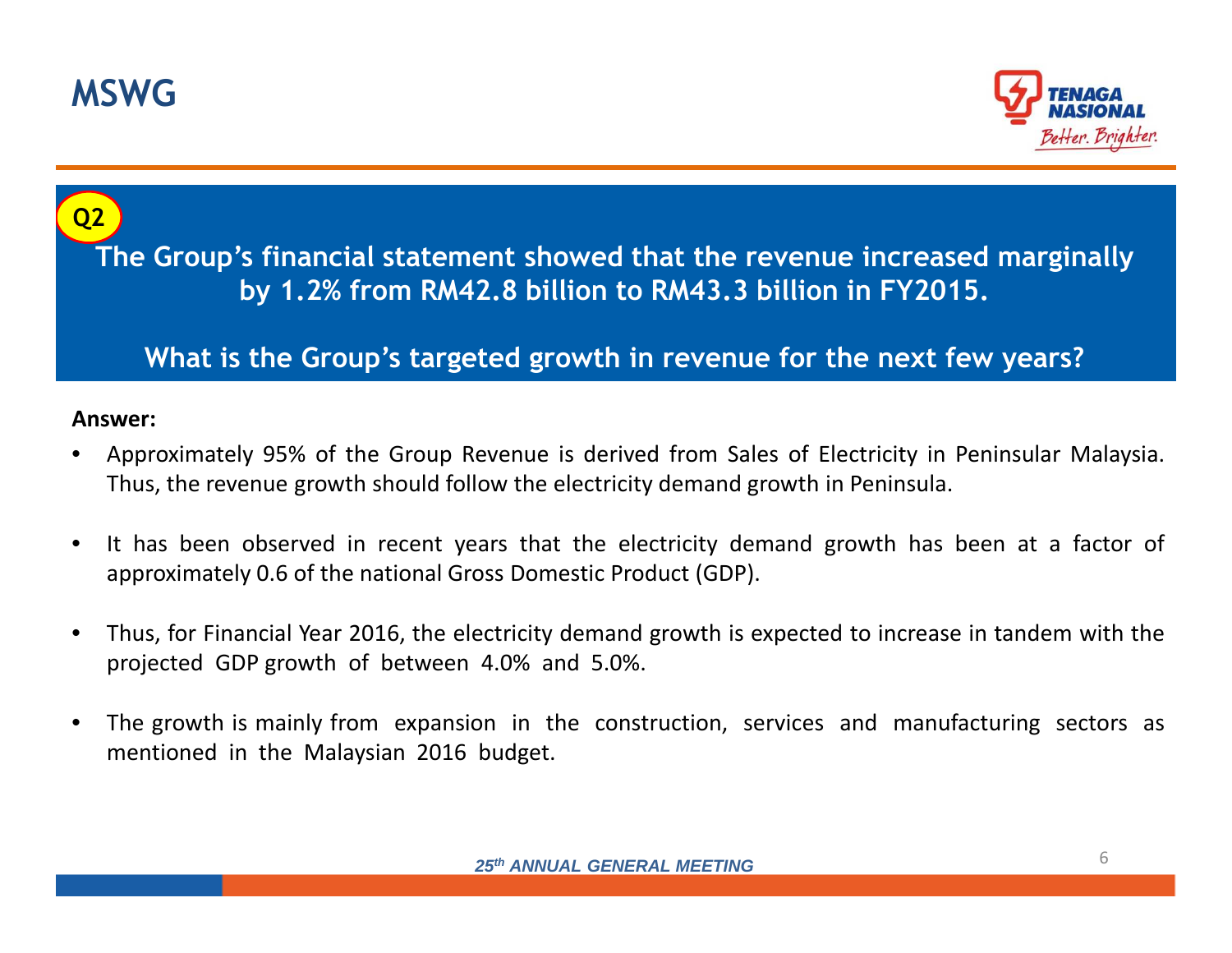# MSWG

**Q2**

**The Group's financial statement showed that the revenue increased marginally by 1.2% from RM42.8 billion to RM43.3 billion in FY2015.**

**What is the Group's targeted growth in revenue for the next few years?**

**Answer:**

- Approximately 95% of the Group Revenue is derived from Sales of Electricity in Peninsular Malaysia. Thus, the revenue growth should follow the electricity demand growth in Peninsula.
- It has been observed in recent years that the electricity demand growth has been at a factor of approximately 0.6 of the national Gross Domestic Product (GDP).
- Thus, for Financial Year 2016, the electricity demand growth is expected to increase in tandem with the projected GDP growth of between 4.0% and 5.0%.
- The growth is mainly from expansion in the construction, services and manufacturing sectors as mentioned in the Malaysian 2016 budget.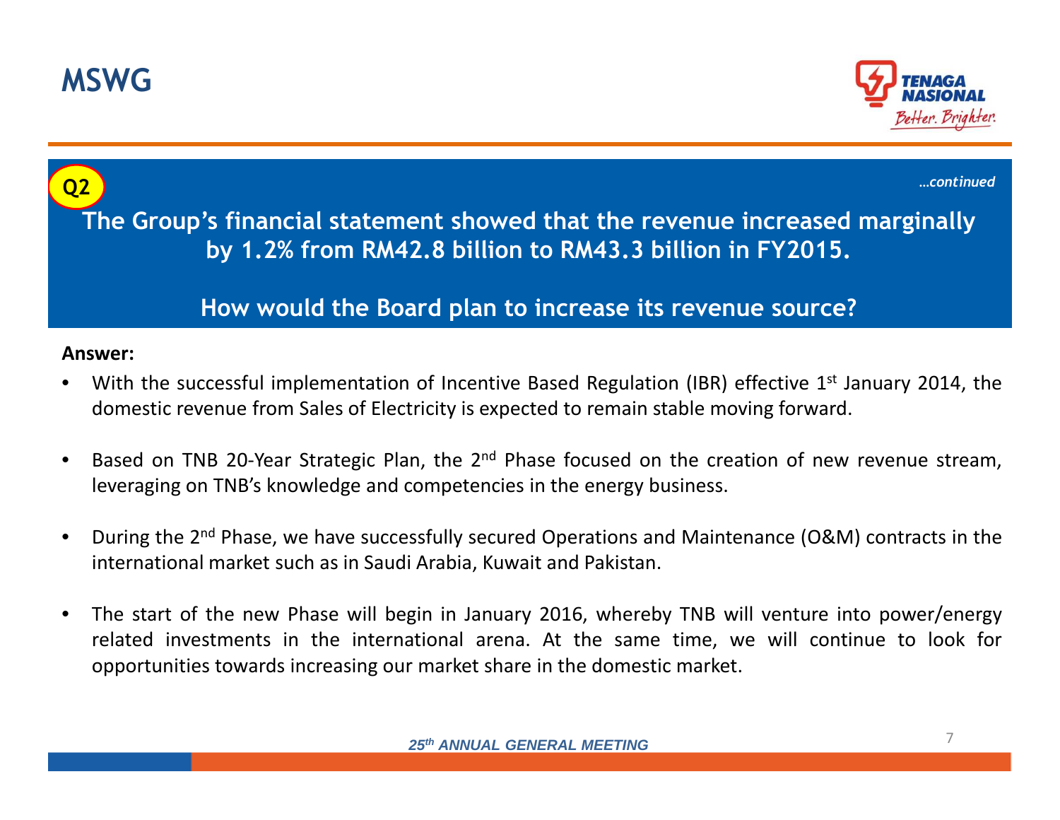# MSWG

**Q2**

*…continued*

**The Group's financial statement showed that the revenue increased marginally by 1.2% from RM42.8 billion to RM43.3 billion in FY2015.**

**How would the Board plan to increase its revenue source?**

**Answer:**

- With the successful implementation of Incentive Based Regulation (IBR) effective 1st January 2014, the domestic revenue from Sales of Electricity is expected to remain stable moving forward.
- Based on TNB 20-Year Strategic Plan, the 2nd Phase focused on the creation of new revenue stream, leveraging on TNB's knowledge and competencies in the energy business.
- During the 2nd Phase, we have successfully secured Operations and Maintenance (O&M) contracts in the international market such as in Saudi Arabia, Kuwait and Pakistan.
- The start of the new Phase will begin in January 2016, whereby TNB will venture into power/energy related investments in the international arena. At the same time, we will continue to look for opportunities towards increasing our market share in the domestic market.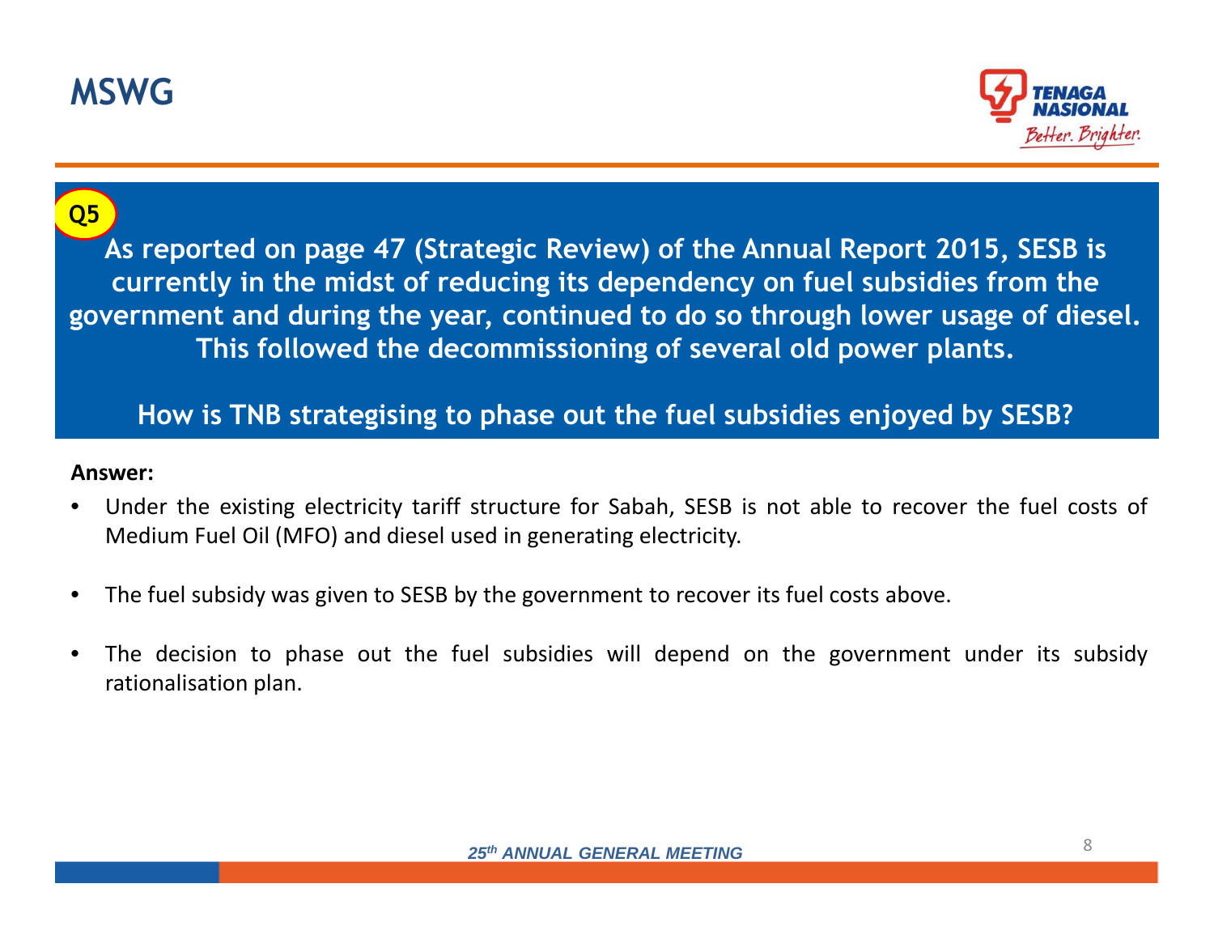# MSWG

**Q5**

**As reported on page 47 (Strategic Review) of the Annual Report 2015, SESB is currently in the midst of reducing its dependency on fuel subsidies from the government and during the year, continued to do so through lower usage of diesel. This followed the decommissioning of several old power plants.**

**How is TNB strategising to phase out the fuel subsidies enjoyed by SESB?**

**Answer:**

- Under the existing electricity tariff structure for Sabah, SESB is not able to recover the fuel costs of Medium Fuel Oil (MFO) and diesel used in generating electricity.
- The fuel subsidy was given to SESB by the government to recover its fuel costs above.
- The decision to phase out the fuel subsidies will depend on the government under its subsidy rationalisation plan.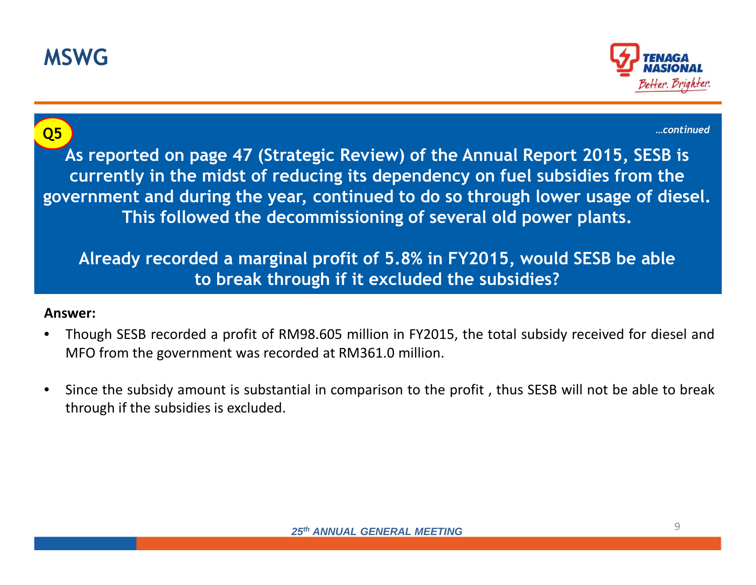# MSWG

**Q5**

*…continued*

**As reported on page 47 (Strategic Review) of the Annual Report 2015, SESB is currently in the midst of reducing its dependency on fuel subsidies from the government and during the year, continued to do so through lower usage of diesel. This followed the decommissioning of several old power plants.**

**Already recorded a marginal profit of 5.8% in FY2015, would SESB be able to break through if it excluded the subsidies?**

**Answer:**

- Though SESB recorded a profit of RM98.605 million in FY2015, the total subsidy received for diesel and MFO from the government was recorded at RM361.0 million.
- Since the subsidy amount is substantial in comparison to the profit , thus SESB will not be able to break through if the subsidies is excluded.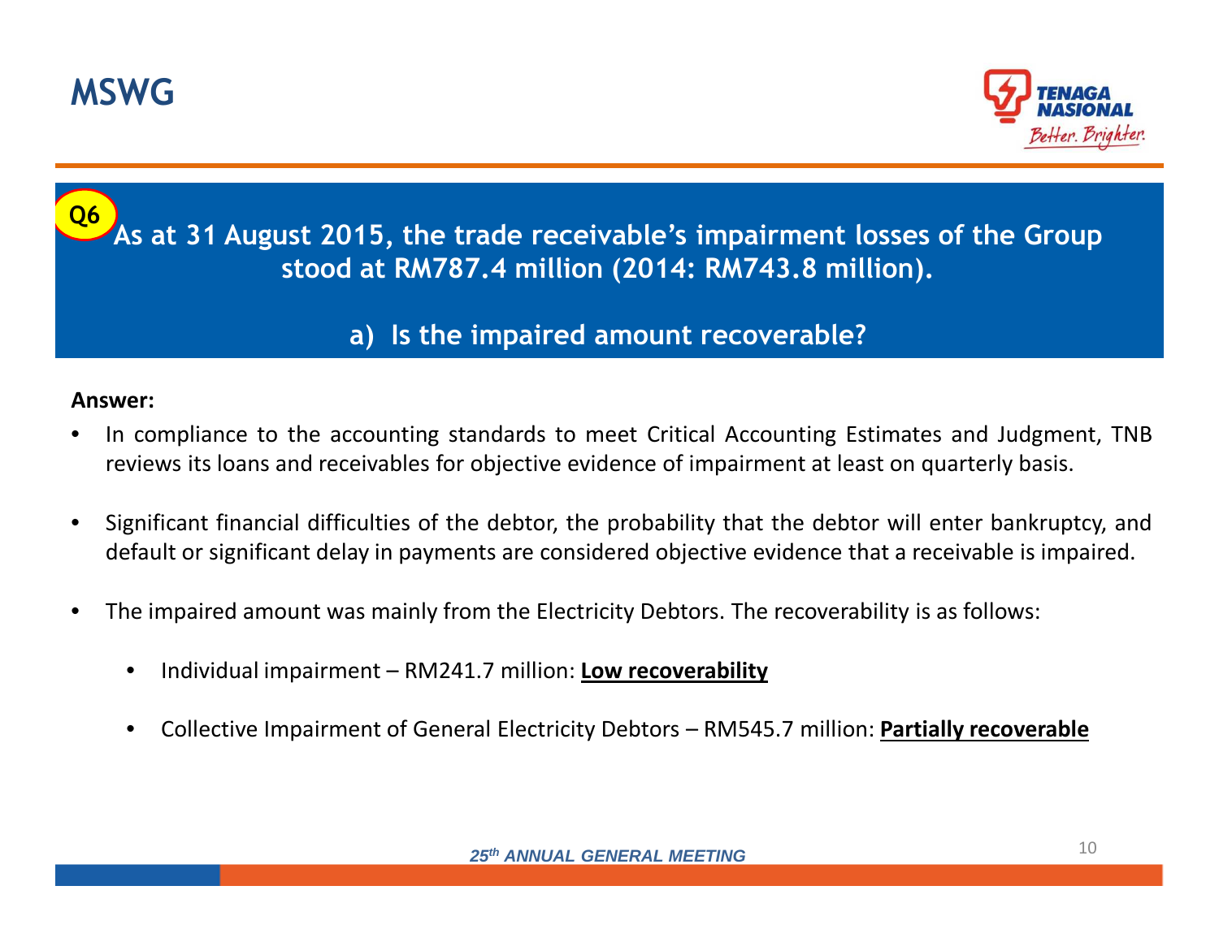# MSWG

**Q6**

**As at 31 August 2015, the trade receivable's impairment losses of the Group stood at RM787.4 million (2014: RM743.8 million).**

**a) Is the impaired amount recoverable?**

**Answer:**

- In compliance to the accounting standards to meet Critical Accounting Estimates and Judgment, TNB reviews its loans and receivables for objective evidence of impairment at least on quarterly basis.
- Significant financial difficulties of the debtor, the probability that the debtor will enter bankruptcy, and default or significant delay in payments are considered objective evidence that a receivable is impaired.
- The impaired amount was mainly from the Electricity Debtors. The recoverability is as follows:
  - Individual impairment – RM241.7 million: **Low recoverability**
  - Collective Impairment of General Electricity Debtors – RM545.7 million: **Partially recoverable**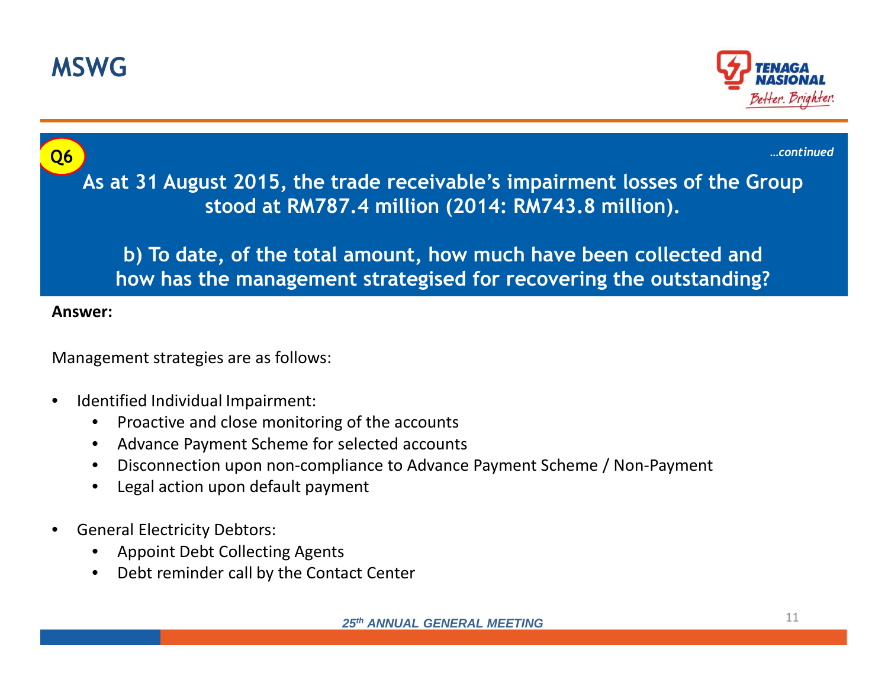# MSWG

**Q6**

*...continued*

**As at 31 August 2015, the trade receivable's impairment losses of the Group stood at RM787.4 million (2014: RM743.8 million).**

**b) To date, of the total amount, how much have been collected and how has the management strategised for recovering the outstanding?**

**Answer:**

Management strategies are as follows:

- Identified Individual Impairment:
  - Proactive and close monitoring of the accounts
  - Advance Payment Scheme for selected accounts
  - Disconnection upon non-compliance to Advance Payment Scheme / Non-Payment
  - Legal action upon default payment
- General Electricity Debtors:
  - Appoint Debt Collecting Agents
  - Debt reminder call by the Contact Center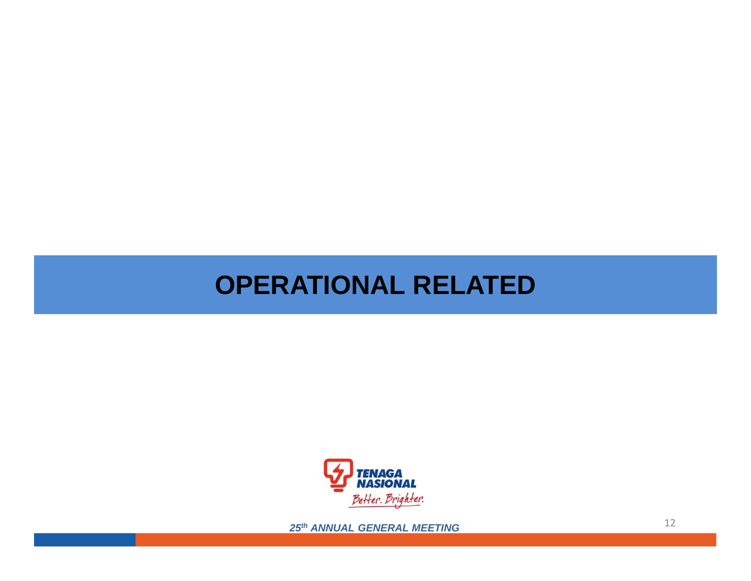# OPERATIONAL RELATED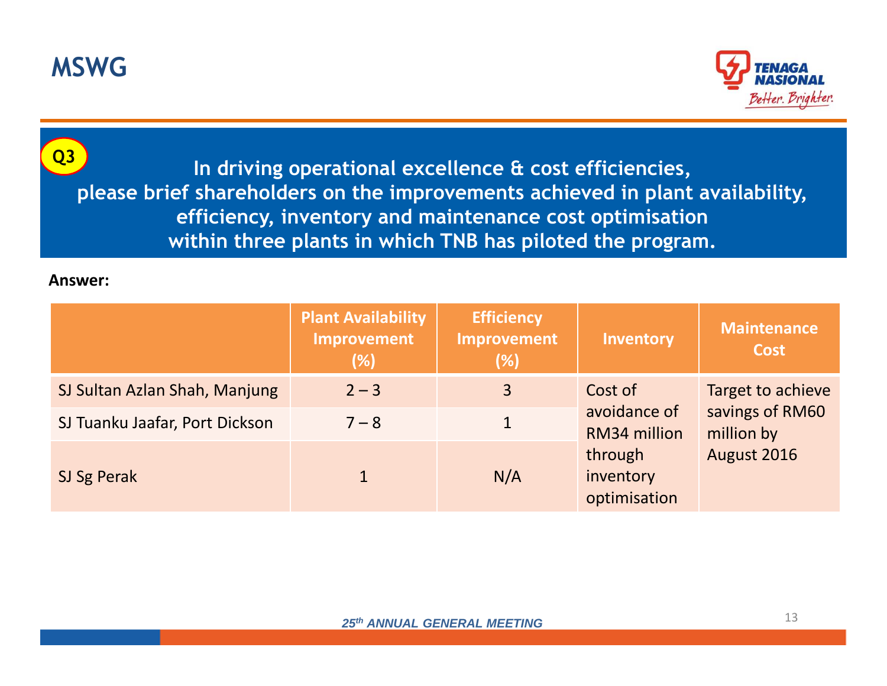# MSWG

**Q3**

**In driving operational excellence & cost efficiencies, please brief shareholders on the improvements achieved in plant availability, efficiency, inventory and maintenance cost optimisation within three plants in which TNB has piloted the program.**

**Answer:**

| | Plant Availability Improvement (%) | Efficiency Improvement (%) | Inventory | Maintenance Cost |
|---|---|---|---|---|
| SJ Sultan Azlan Shah, Manjung | 2 – 3 | 3 | Cost of avoidance of RM34 million through inventory optimisation | Target to achieve savings of RM60 million by August 2016 |
| SJ Tuanku Jaafar, Port Dickson | 7 – 8 | 1 | | |
| SJ Sg Perak | 1 | N/A | | |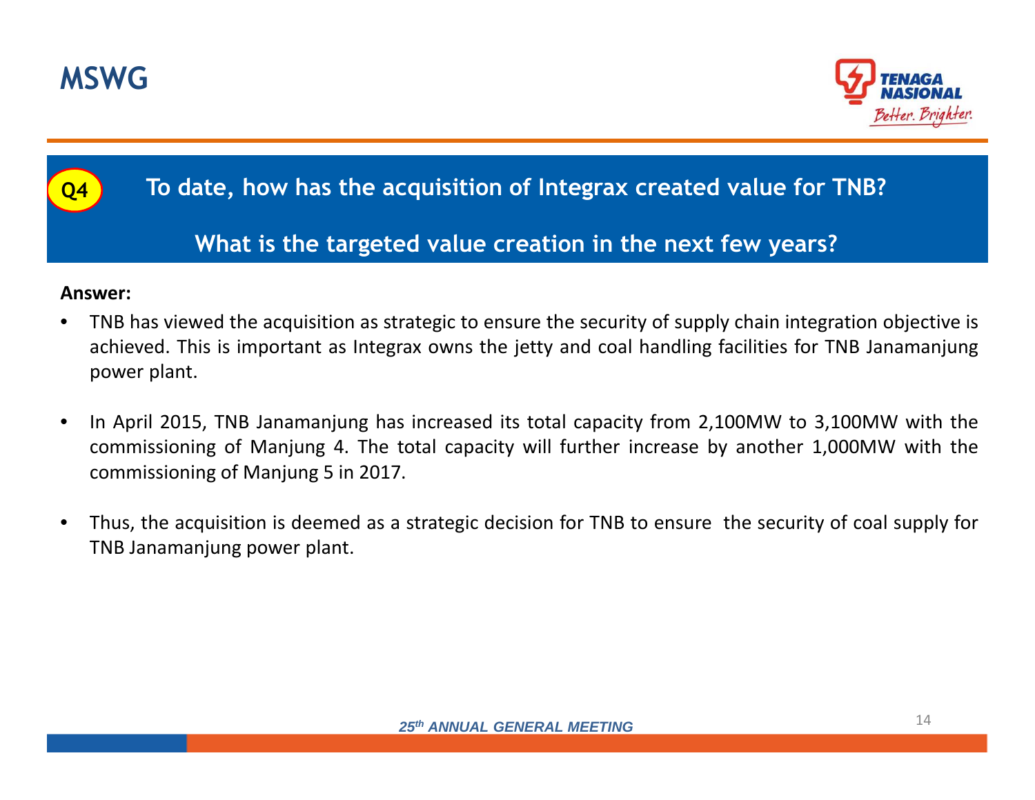# MSWG

## Q4 To date, how has the acquisition of Integrax created value for TNB?

## What is the targeted value creation in the next few years?

**Answer:**

- TNB has viewed the acquisition as strategic to ensure the security of supply chain integration objective is achieved. This is important as Integrax owns the jetty and coal handling facilities for TNB Janamanjung power plant.
- In April 2015, TNB Janamanjung has increased its total capacity from 2,100MW to 3,100MW with the commissioning of Manjung 4. The total capacity will further increase by another 1,000MW with the commissioning of Manjung 5 in 2017.
- Thus, the acquisition is deemed as a strategic decision for TNB to ensure the security of coal supply for TNB Janamanjung power plant.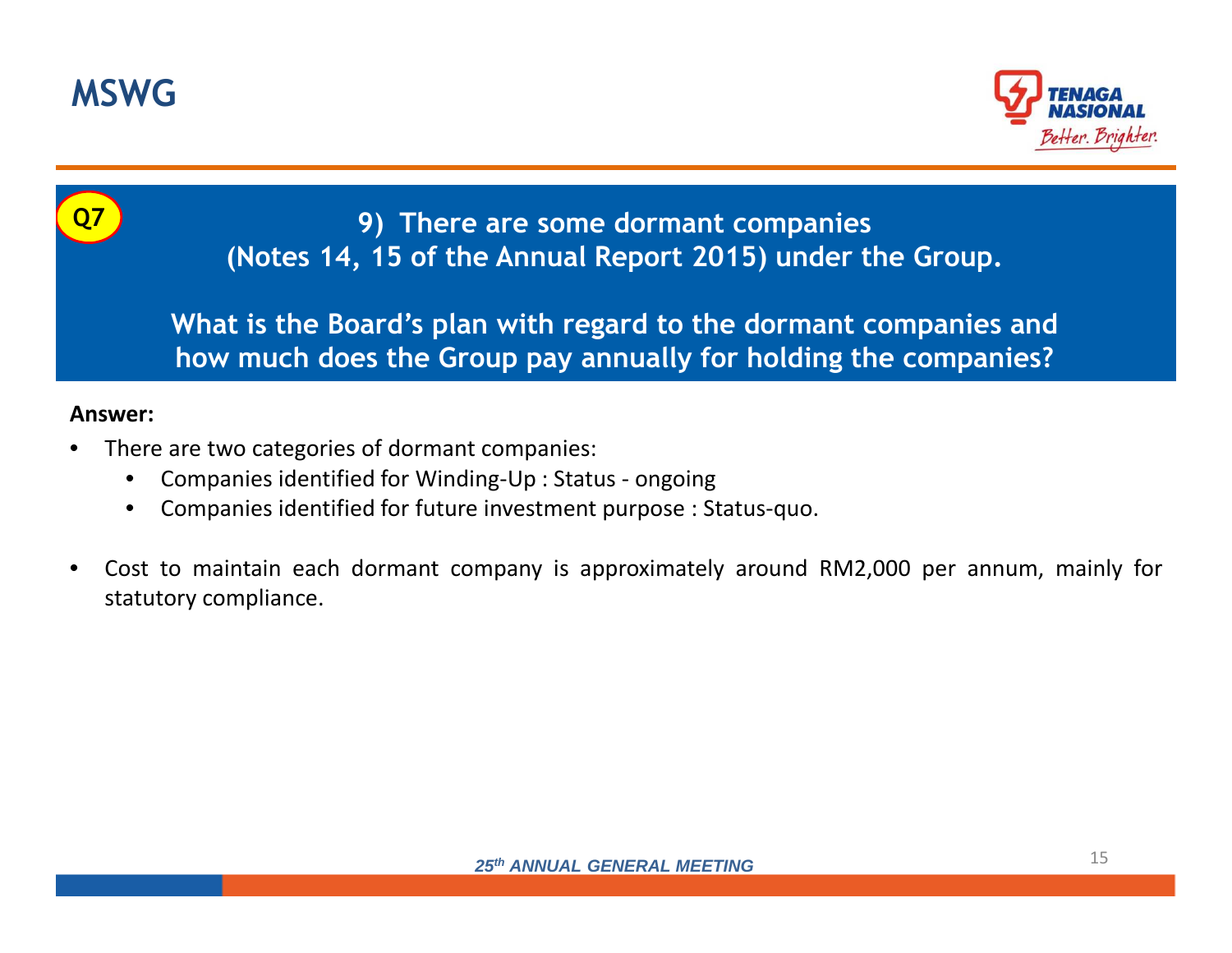# MSWG

**Q7**

**9) There are some dormant companies (Notes 14, 15 of the Annual Report 2015) under the Group.**

**What is the Board's plan with regard to the dormant companies and how much does the Group pay annually for holding the companies?**

**Answer:**

- There are two categories of dormant companies:
  - Companies identified for Winding-Up : Status - ongoing
  - Companies identified for future investment purpose : Status-quo.

- Cost to maintain each dormant company is approximately around RM2,000 per annum, mainly for statutory compliance.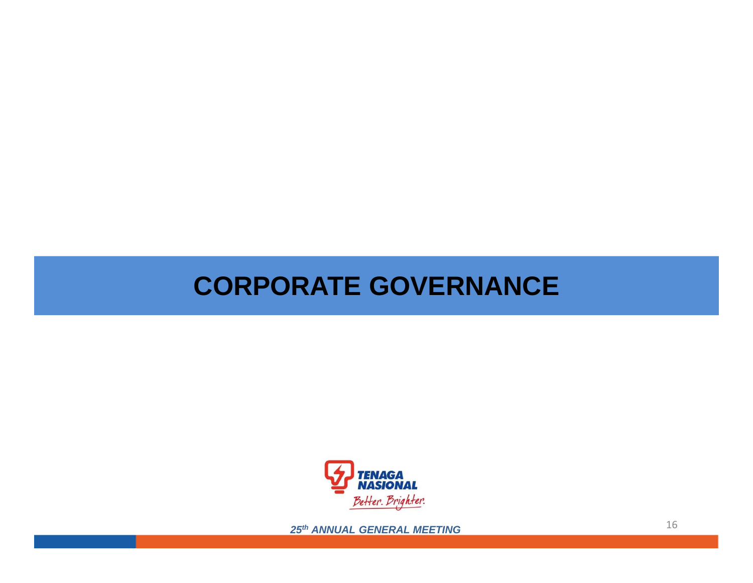# CORPORATE GOVERNANCE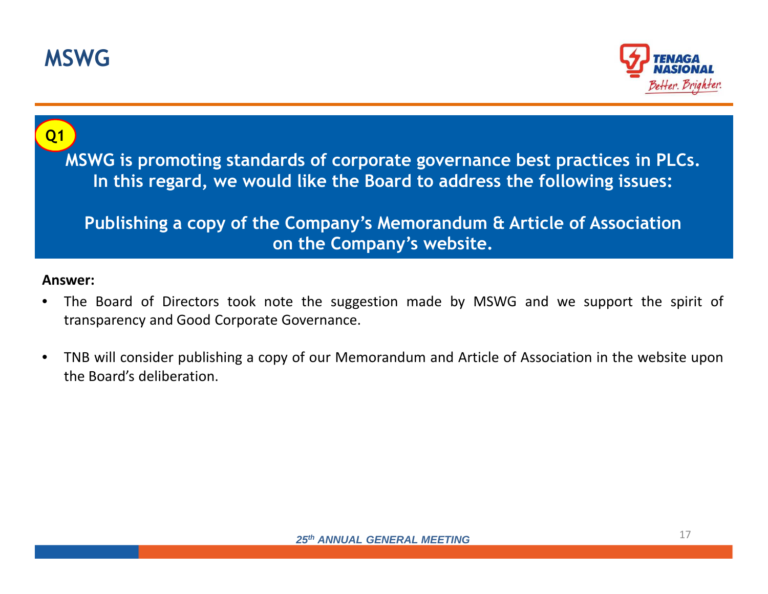# MSWG

**Q1**

**MSWG is promoting standards of corporate governance best practices in PLCs. In this regard, we would like the Board to address the following issues:**

**Publishing a copy of the Company's Memorandum & Article of Association on the Company's website.**

**Answer:**

- The Board of Directors took note the suggestion made by MSWG and we support the spirit of transparency and Good Corporate Governance.
- TNB will consider publishing a copy of our Memorandum and Article of Association in the website upon the Board's deliberation.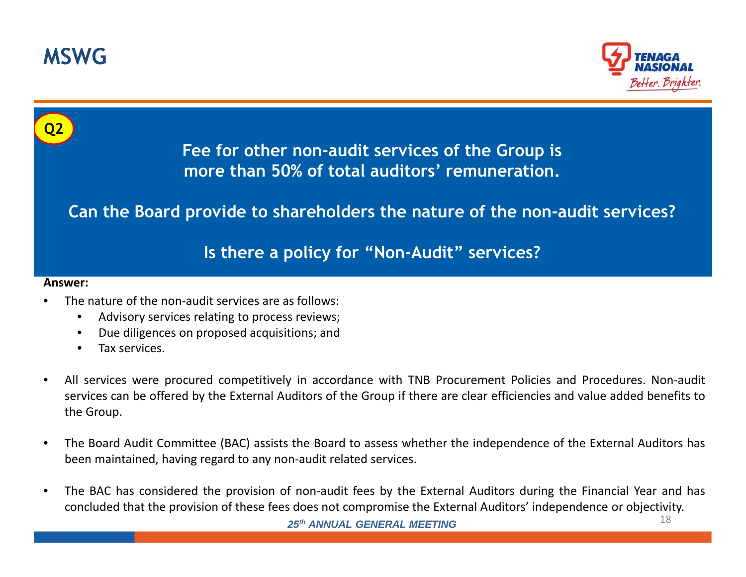# MSWG

**Q2**

**Fee for other non-audit services of the Group is more than 50% of total auditors' remuneration.**

**Can the Board provide to shareholders the nature of the non-audit services?**

**Is there a policy for "Non-Audit" services?**

**Answer:**

- The nature of the non-audit services are as follows:
  - Advisory services relating to process reviews;
  - Due diligences on proposed acquisitions; and
  - Tax services.
- All services were procured competitively in accordance with TNB Procurement Policies and Procedures. Non-audit services can be offered by the External Auditors of the Group if there are clear efficiencies and value added benefits to the Group.
- The Board Audit Committee (BAC) assists the Board to assess whether the independence of the External Auditors has been maintained, having regard to any non-audit related services.
- The BAC has considered the provision of non-audit fees by the External Auditors during the Financial Year and has concluded that the provision of these fees does not compromise the External Auditors' independence or objectivity.